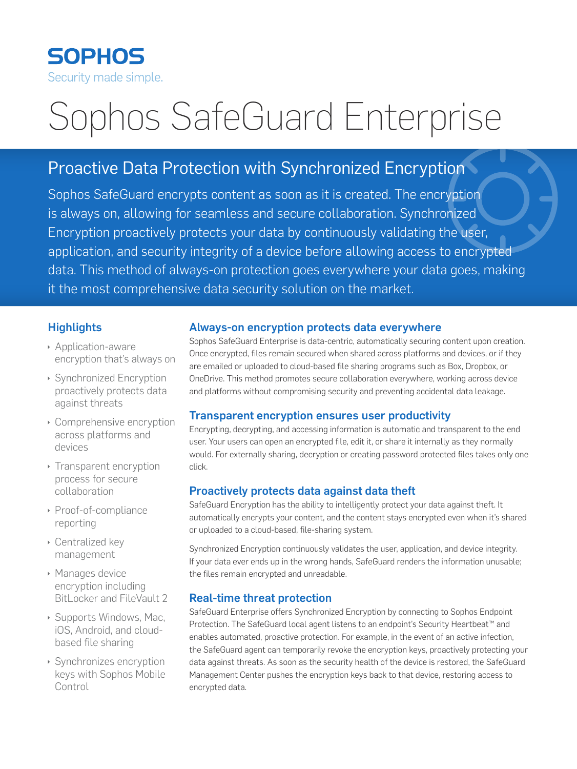SOPHOS

Security made simple.

# Sophos SafeGuard Enterprise

## Proactive Data Protection with Synchronized Encryption

Sophos SafeGuard encrypts content as soon as it is created. The encryption is always on, allowing for seamless and secure collaboration. Synchronized Encryption proactively protects your data by continuously validating the user, application, and security integrity of a device before allowing access to encrypted data. This method of always-on protection goes everywhere your data goes, making it the most comprehensive data security solution on the market.

### Highlights

- Application-aware encryption that's always on
- Synchronized Encryption proactively protects data against threats
- Comprehensive encryption across platforms and devices
- Transparent encryption process for secure collaboration
- Proof-of-compliance reporting
- Centralized key management
- Manages device encryption including BitLocker and FileVault 2
- Supports Windows, Mac, iOS, Android, and cloud-based file sharing
- Synchronizes encryption keys with Sophos Mobile Control

### Always-on encryption protects data everywhere

Sophos SafeGuard Enterprise is data-centric, automatically securing content upon creation. Once encrypted, files remain secured when shared across platforms and devices, or if they are emailed or uploaded to cloud-based file sharing programs such as Box, Dropbox, or OneDrive. This method promotes secure collaboration everywhere, working across device and platforms without compromising security and preventing accidental data leakage.

### Transparent encryption ensures user productivity

Encrypting, decrypting, and accessing information is automatic and transparent to the end user. Your users can open an encrypted file, edit it, or share it internally as they normally would. For externally sharing, decryption or creating password protected files takes only one click.

### Proactively protects data against data theft

SafeGuard Encryption has the ability to intelligently protect your data against theft. It automatically encrypts your content, and the content stays encrypted even when it's shared or uploaded to a cloud-based, file-sharing system.

Synchronized Encryption continuously validates the user, application, and device integrity. If your data ever ends up in the wrong hands, SafeGuard renders the information unusable; the files remain encrypted and unreadable.

### Real-time threat protection

SafeGuard Enterprise offers Synchronized Encryption by connecting to Sophos Endpoint Protection. The SafeGuard local agent listens to an endpoint's Security Heartbeat™ and enables automated, proactive protection. For example, in the event of an active infection, the SafeGuard agent can temporarily revoke the encryption keys, proactively protecting your data against threats. As soon as the security health of the device is restored, the SafeGuard Management Center pushes the encryption keys back to that device, restoring access to encrypted data.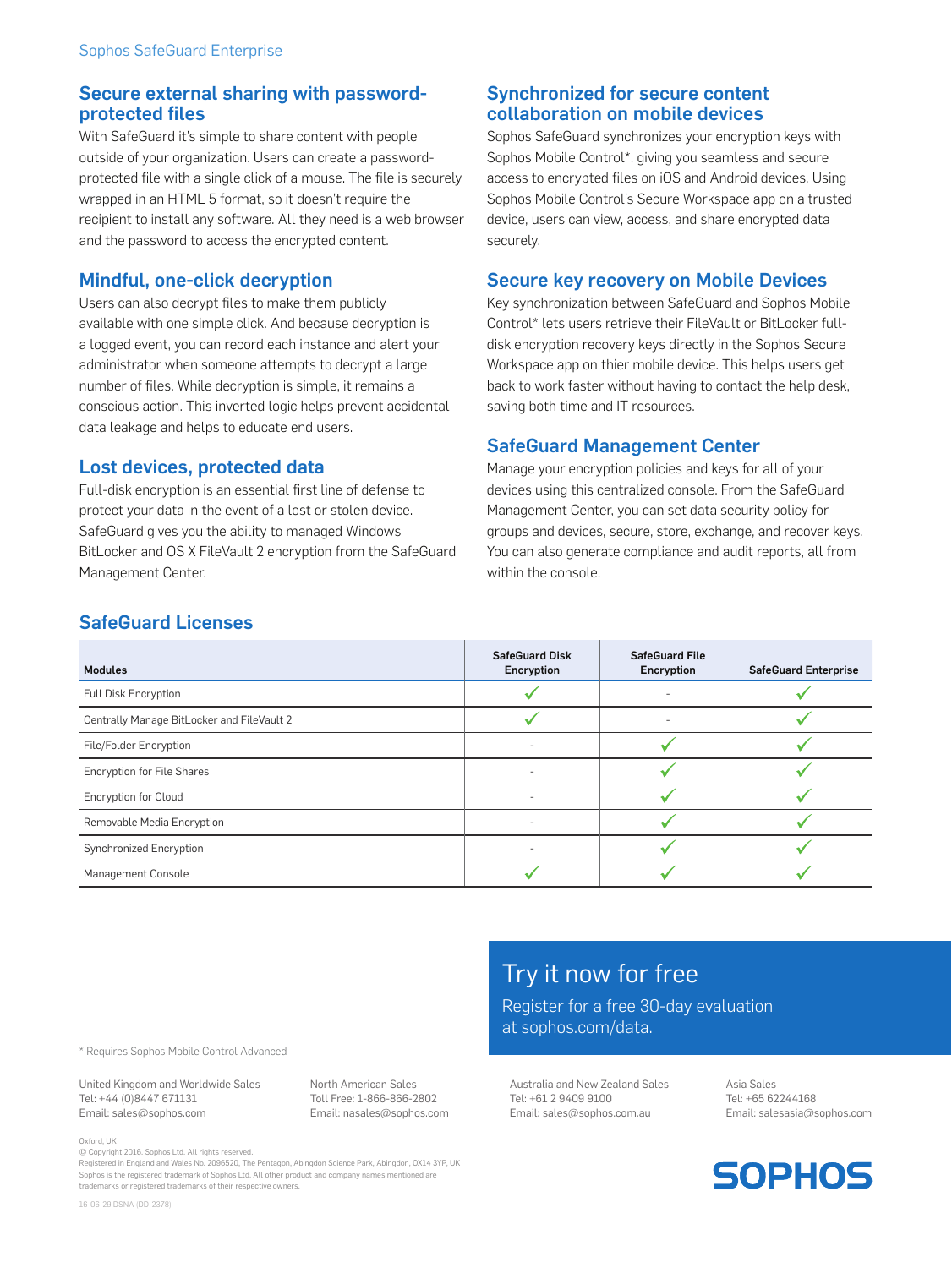## Secure external sharing with password-protected files

With SafeGuard it's simple to share content with people outside of your organization. Users can create a password-protected file with a single click of a mouse. The file is securely wrapped in an HTML 5 format, so it doesn't require the recipient to install any software. All they need is a web browser and the password to access the encrypted content.

## Mindful, one-click decryption

Users can also decrypt files to make them publicly available with one simple click. And because decryption is a logged event, you can record each instance and alert your administrator when someone attempts to decrypt a large number of files. While decryption is simple, it remains a conscious action. This inverted logic helps prevent accidental data leakage and helps to educate end users.

## Lost devices, protected data

Full-disk encryption is an essential first line of defense to protect your data in the event of a lost or stolen device. SafeGuard gives you the ability to managed Windows BitLocker and OS X FileVault 2 encryption from the SafeGuard Management Center.

## Synchronized for secure content collaboration on mobile devices

Sophos SafeGuard synchronizes your encryption keys with Sophos Mobile Control*, giving you seamless and secure access to encrypted files on iOS and Android devices. Using Sophos Mobile Control's Secure Workspace app on a trusted device, users can view, access, and share encrypted data securely.

## Secure key recovery on Mobile Devices

Key synchronization between SafeGuard and Sophos Mobile Control* lets users retrieve their FileVault or BitLocker full-disk encryption recovery keys directly in the Sophos Secure Workspace app on thier mobile device. This helps users get back to work faster without having to contact the help desk, saving both time and IT resources.

## SafeGuard Management Center

Manage your encryption policies and keys for all of your devices using this centralized console. From the SafeGuard Management Center, you can set data security policy for groups and devices, secure, store, exchange, and recover keys. You can also generate compliance and audit reports, all from within the console.

## SafeGuard Licenses

| Modules | SafeGuard Disk Encryption | SafeGuard File Encryption | SafeGuard Enterprise |
|---|---|---|---|
| Full Disk Encryption | ✓ | - | ✓ |
| Centrally Manage BitLocker and FileVault 2 | ✓ | - | ✓ |
| File/Folder Encryption | - | ✓ | ✓ |
| Encryption for File Shares | - | ✓ | ✓ |
| Encryption for Cloud | - | ✓ | ✓ |
| Removable Media Encryption | - | ✓ | ✓ |
| Synchronized Encryption | - | ✓ | ✓ |
| Management Console | ✓ | ✓ | ✓ |

## Try it now for free

Register for a free 30-day evaluation at sophos.com/data.

\* Requires Sophos Mobile Control Advanced

United Kingdom and Worldwide Sales
Tel: +44 (0)8447 671131
Email: sales@sophos.com

North American Sales
Toll Free: 1-866-866-2802
Email: nasales@sophos.com

Australia and New Zealand Sales
Tel: +61 2 9409 9100
Email: sales@sophos.com.au

Asia Sales
Tel: +65 62244168
Email: salesasia@sophos.com

Oxford, UK
© Copyright 2016. Sophos Ltd. All rights reserved.
Registered in England and Wales No. 2096520, The Pentagon, Abingdon Science Park, Abingdon, OX14 3YP, UK
Sophos is the registered trademark of Sophos Ltd. All other product and company names mentioned are trademarks or registered trademarks of their respective owners.

16-06-29 DSNA (DD-2378)

SOPHOS